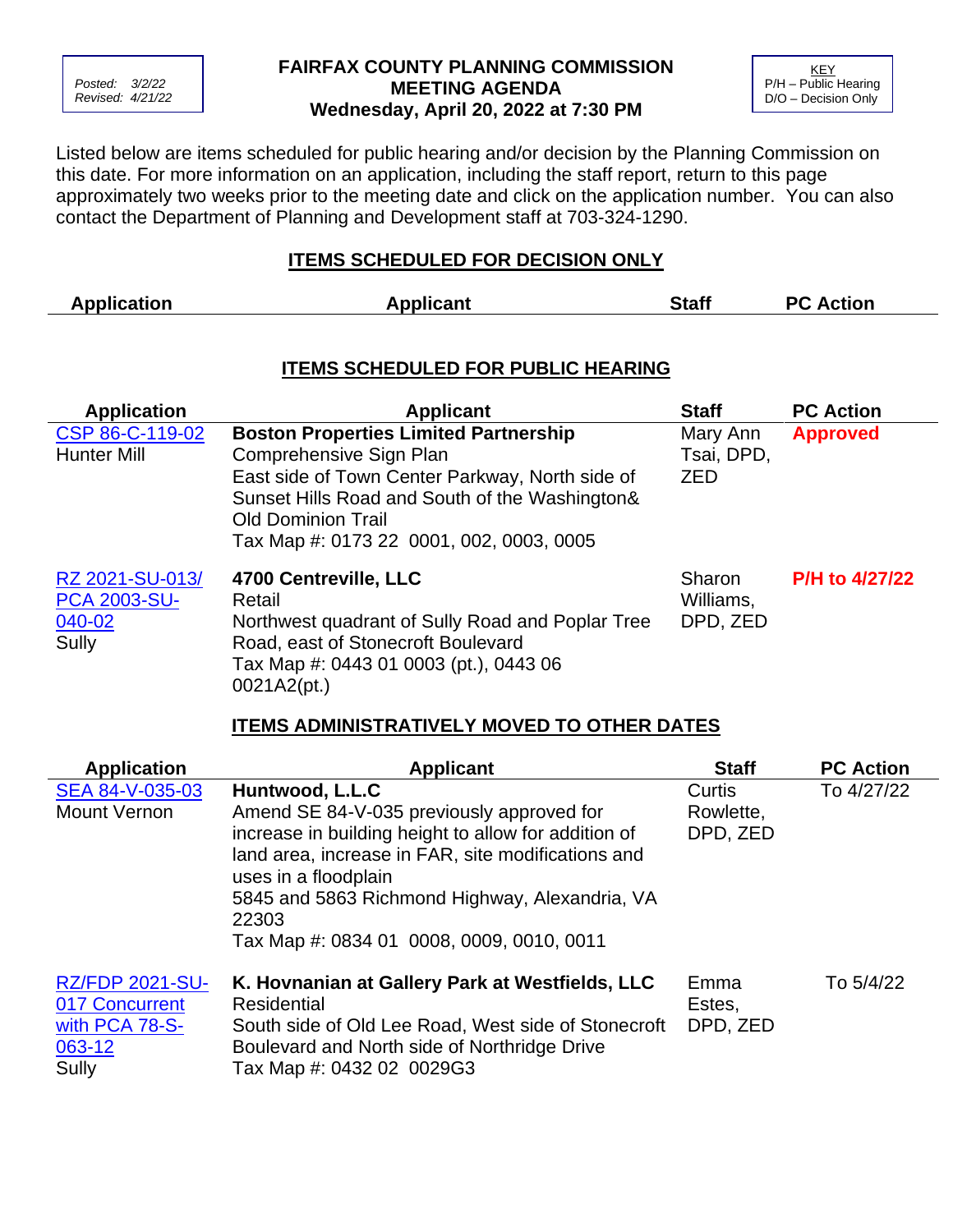Posted: 3/2/22
Revised: 4/21/22

# FAIRFAX COUNTY PLANNING COMMISSION MEETING AGENDA
## Wednesday, April 20, 2022 at 7:30 PM

KEY
P/H – Public Hearing
D/O – Decision Only

Listed below are items scheduled for public hearing and/or decision by the Planning Commission on this date. For more information on an application, including the staff report, return to this page approximately two weeks prior to the meeting date and click on the application number. You can also contact the Department of Planning and Development staff at 703-324-1290.

## ITEMS SCHEDULED FOR DECISION ONLY

| Application | Applicant | Staff | PC Action |
|---|---|---|---|

## ITEMS SCHEDULED FOR PUBLIC HEARING

| Application | Applicant | Staff | PC Action |
|---|---|---|---|
| CSP 86-C-119-02<br>Hunter Mill | **Boston Properties Limited Partnership**<br>Comprehensive Sign Plan<br>East side of Town Center Parkway, North side of Sunset Hills Road and South of the Washington& Old Dominion Trail<br>Tax Map #: 0173 22 0001, 002, 0003, 0005 | Mary Ann Tsai, DPD, ZED | **Approved** |
| RZ 2021-SU-013/ PCA 2003-SU-040-02<br>Sully | **4700 Centreville, LLC**<br>Retail<br>Northwest quadrant of Sully Road and Poplar Tree Road, east of Stonecroft Boulevard<br>Tax Map #: 0443 01 0003 (pt.), 0443 06 0021A2(pt.) | Sharon Williams, DPD, ZED | **P/H to 4/27/22** |

## ITEMS ADMINISTRATIVELY MOVED TO OTHER DATES

| Application | Applicant | Staff | PC Action |
|---|---|---|---|
| SEA 84-V-035-03<br>Mount Vernon | **Huntwood, L.L.C**<br>Amend SE 84-V-035 previously approved for increase in building height to allow for addition of land area, increase in FAR, site modifications and uses in a floodplain<br>5845 and 5863 Richmond Highway, Alexandria, VA 22303<br>Tax Map #: 0834 01 0008, 0009, 0010, 0011 | Curtis Rowlette, DPD, ZED | To 4/27/22 |
| RZ/FDP 2021-SU-017 Concurrent with PCA 78-S-063-12<br>Sully | **K. Hovnanian at Gallery Park at Westfields, LLC**<br>Residential<br>South side of Old Lee Road, West side of Stonecroft Boulevard and North side of Northridge Drive<br>Tax Map #: 0432 02 0029G3 | Emma Estes, DPD, ZED | To 5/4/22 |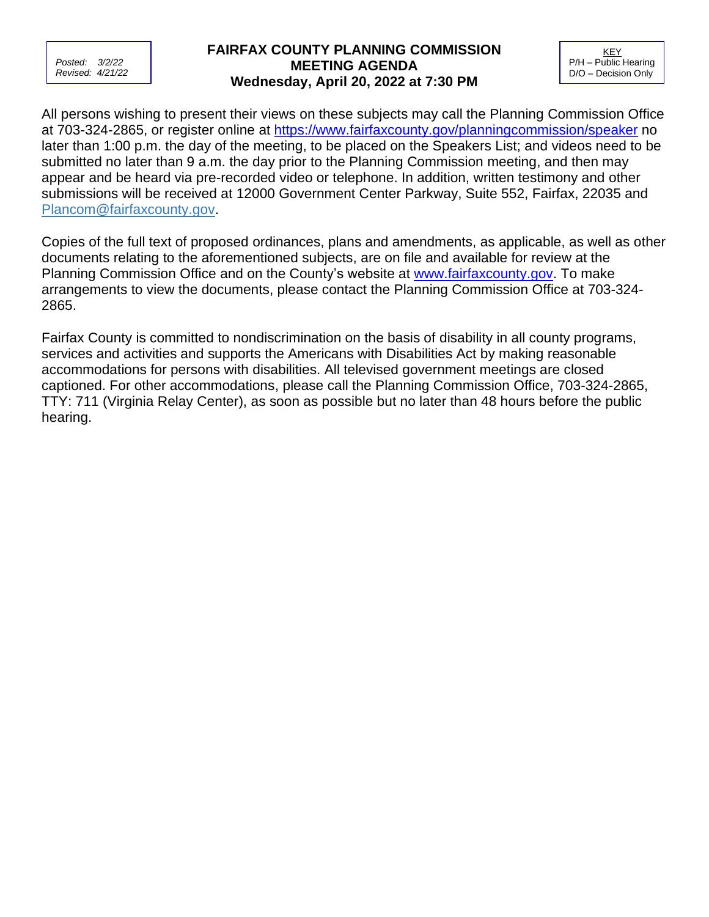Posted: 3/2/22
Revised: 4/21/22

**FAIRFAX COUNTY PLANNING COMMISSION**
**MEETING AGENDA**
**Wednesday, April 20, 2022 at 7:30 PM**

KEY
P/H – Public Hearing
D/O – Decision Only

All persons wishing to present their views on these subjects may call the Planning Commission Office at 703-324-2865, or register online at https://www.fairfaxcounty.gov/planningcommission/speaker no later than 1:00 p.m. the day of the meeting, to be placed on the Speakers List; and videos need to be submitted no later than 9 a.m. the day prior to the Planning Commission meeting, and then may appear and be heard via pre-recorded video or telephone. In addition, written testimony and other submissions will be received at 12000 Government Center Parkway, Suite 552, Fairfax, 22035 and Plancom@fairfaxcounty.gov.

Copies of the full text of proposed ordinances, plans and amendments, as applicable, as well as other documents relating to the aforementioned subjects, are on file and available for review at the Planning Commission Office and on the County's website at www.fairfaxcounty.gov. To make arrangements to view the documents, please contact the Planning Commission Office at 703-324-2865.

Fairfax County is committed to nondiscrimination on the basis of disability in all county programs, services and activities and supports the Americans with Disabilities Act by making reasonable accommodations for persons with disabilities. All televised government meetings are closed captioned. For other accommodations, please call the Planning Commission Office, 703-324-2865, TTY: 711 (Virginia Relay Center), as soon as possible but no later than 48 hours before the public hearing.